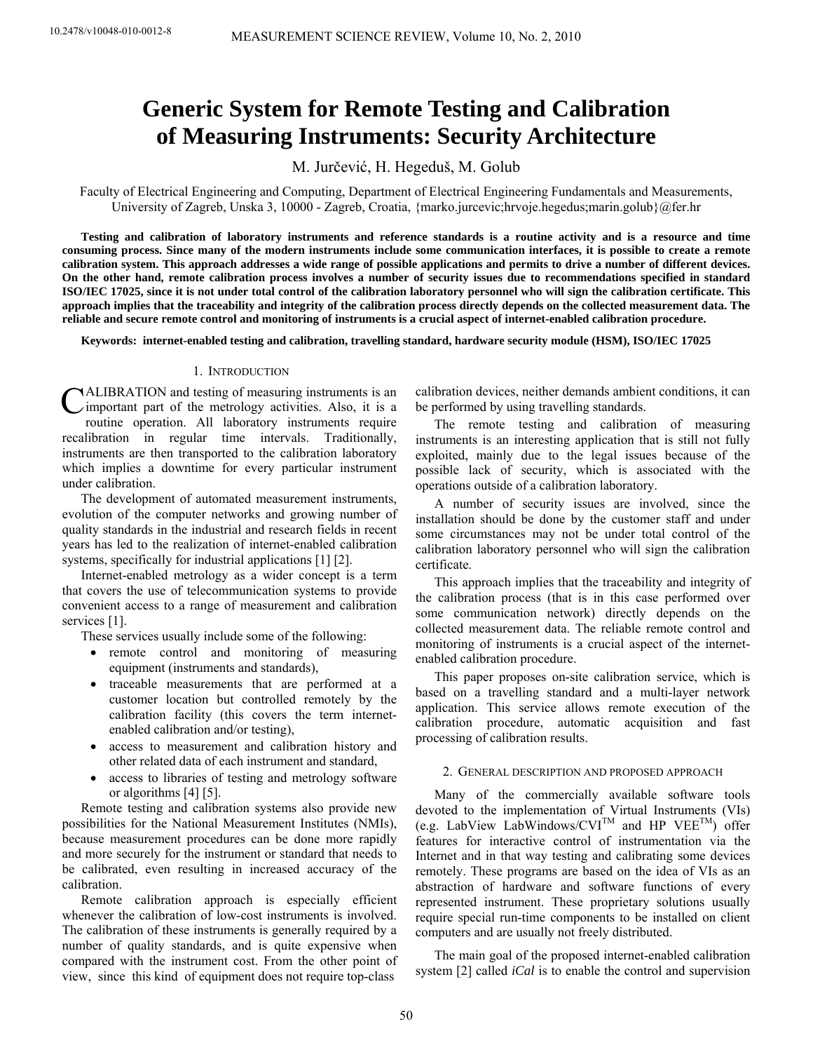# Generic System for Remote Testing and Calibration of Measuring Instruments: Security Architecture

M. Jurčević, H. Hegeduš, M. Golub

Faculty of Electrical Engineering and Computing, Department of Electrical Engineering Fundamentals and Measurements, University of Zagreb, Unska 3, 10000 - Zagreb, Croatia, {marko.jurcevic;hrvoje.hegedus;marin.golub}@fer.hr

**Testing and calibration of laboratory instruments and reference standards is a routine activity and is a resource and time consuming process. Since many of the modern instruments include some communication interfaces, it is possible to create a remote calibration system. This approach addresses a wide range of possible applications and permits to drive a number of different devices. On the other hand, remote calibration process involves a number of security issues due to recommendations specified in standard ISO/IEC 17025, since it is not under total control of the calibration laboratory personnel who will sign the calibration certificate. This approach implies that the traceability and integrity of the calibration process directly depends on the collected measurement data. The reliable and secure remote control and monitoring of instruments is a crucial aspect of internet-enabled calibration procedure.**

**Keywords: internet-enabled testing and calibration, travelling standard, hardware security module (HSM), ISO/IEC 17025**

## 1. Introduction

CALIBRATION and testing of measuring instruments is an important part of the metrology activities. Also, it is a routine operation. All laboratory instruments require recalibration in regular time intervals. Traditionally, instruments are then transported to the calibration laboratory which implies a downtime for every particular instrument under calibration.

The development of automated measurement instruments, evolution of the computer networks and growing number of quality standards in the industrial and research fields in recent years has led to the realization of internet-enabled calibration systems, specifically for industrial applications [1] [2].

Internet-enabled metrology as a wider concept is a term that covers the use of telecommunication systems to provide convenient access to a range of measurement and calibration services [1].

These services usually include some of the following:

- remote control and monitoring of measuring equipment (instruments and standards),
- traceable measurements that are performed at a customer location but controlled remotely by the calibration facility (this covers the term internet-enabled calibration and/or testing),
- access to measurement and calibration history and other related data of each instrument and standard,
- access to libraries of testing and metrology software or algorithms [4] [5].

Remote testing and calibration systems also provide new possibilities for the National Measurement Institutes (NMIs), because measurement procedures can be done more rapidly and more securely for the instrument or standard that needs to be calibrated, even resulting in increased accuracy of the calibration.

Remote calibration approach is especially efficient whenever the calibration of low-cost instruments is involved. The calibration of these instruments is generally required by a number of quality standards, and is quite expensive when compared with the instrument cost. From the other point of view, since this kind of equipment does not require top-class calibration devices, neither demands ambient conditions, it can be performed by using travelling standards.

The remote testing and calibration of measuring instruments is an interesting application that is still not fully exploited, mainly due to the legal issues because of the possible lack of security, which is associated with the operations outside of a calibration laboratory.

A number of security issues are involved, since the installation should be done by the customer staff and under some circumstances may not be under total control of the calibration laboratory personnel who will sign the calibration certificate.

This approach implies that the traceability and integrity of the calibration process (that is in this case performed over some communication network) directly depends on the collected measurement data. The reliable remote control and monitoring of instruments is a crucial aspect of the internet-enabled calibration procedure.

This paper proposes on-site calibration service, which is based on a travelling standard and a multi-layer network application. This service allows remote execution of the calibration procedure, automatic acquisition and fast processing of calibration results.

## 2. General description and proposed approach

Many of the commercially available software tools devoted to the implementation of Virtual Instruments (VIs) (e.g. LabView LabWindows/CVI™ and HP VEE™) offer features for interactive control of instrumentation via the Internet and in that way testing and calibrating some devices remotely. These programs are based on the idea of VIs as an abstraction of hardware and software functions of every represented instrument. These proprietary solutions usually require special run-time components to be installed on client computers and are usually not freely distributed.

The main goal of the proposed internet-enabled calibration system [2] called *iCal* is to enable the control and supervision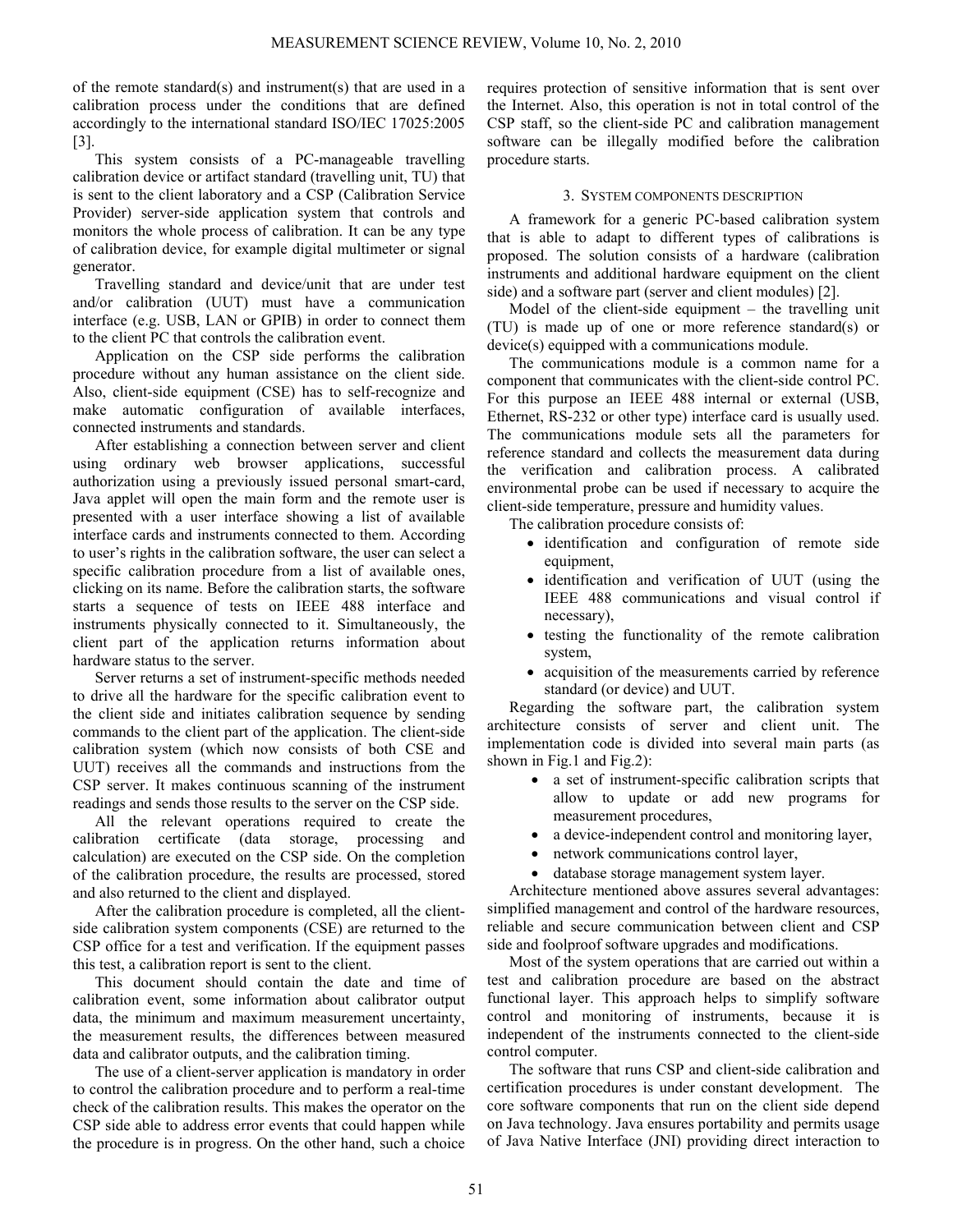of the remote standard(s) and instrument(s) that are used in a calibration process under the conditions that are defined accordingly to the international standard ISO/IEC 17025:2005 [3].

This system consists of a PC-manageable travelling calibration device or artifact standard (travelling unit, TU) that is sent to the client laboratory and a CSP (Calibration Service Provider) server-side application system that controls and monitors the whole process of calibration. It can be any type of calibration device, for example digital multimeter or signal generator.

Travelling standard and device/unit that are under test and/or calibration (UUT) must have a communication interface (e.g. USB, LAN or GPIB) in order to connect them to the client PC that controls the calibration event.

Application on the CSP side performs the calibration procedure without any human assistance on the client side. Also, client-side equipment (CSE) has to self-recognize and make automatic configuration of available interfaces, connected instruments and standards.

After establishing a connection between server and client using ordinary web browser applications, successful authorization using a previously issued personal smart-card, Java applet will open the main form and the remote user is presented with a user interface showing a list of available interface cards and instruments connected to them. According to user's rights in the calibration software, the user can select a specific calibration procedure from a list of available ones, clicking on its name. Before the calibration starts, the software starts a sequence of tests on IEEE 488 interface and instruments physically connected to it. Simultaneously, the client part of the application returns information about hardware status to the server.

Server returns a set of instrument-specific methods needed to drive all the hardware for the specific calibration event to the client side and initiates calibration sequence by sending commands to the client part of the application. The client-side calibration system (which now consists of both CSE and UUT) receives all the commands and instructions from the CSP server. It makes continuous scanning of the instrument readings and sends those results to the server on the CSP side.

All the relevant operations required to create the calibration certificate (data storage, processing and calculation) are executed on the CSP side. On the completion of the calibration procedure, the results are processed, stored and also returned to the client and displayed.

After the calibration procedure is completed, all the client-side calibration system components (CSE) are returned to the CSP office for a test and verification. If the equipment passes this test, a calibration report is sent to the client.

This document should contain the date and time of calibration event, some information about calibrator output data, the minimum and maximum measurement uncertainty, the measurement results, the differences between measured data and calibrator outputs, and the calibration timing.

The use of a client-server application is mandatory in order to control the calibration procedure and to perform a real-time check of the calibration results. This makes the operator on the CSP side able to address error events that could happen while the procedure is in progress. On the other hand, such a choice requires protection of sensitive information that is sent over the Internet. Also, this operation is not in total control of the CSP staff, so the client-side PC and calibration management software can be illegally modified before the calibration procedure starts.

## 3. System components description

A framework for a generic PC-based calibration system that is able to adapt to different types of calibrations is proposed. The solution consists of a hardware (calibration instruments and additional hardware equipment on the client side) and a software part (server and client modules) [2].

Model of the client-side equipment – the travelling unit (TU) is made up of one or more reference standard(s) or device(s) equipped with a communications module.

The communications module is a common name for a component that communicates with the client-side control PC. For this purpose an IEEE 488 internal or external (USB, Ethernet, RS-232 or other type) interface card is usually used. The communications module sets all the parameters for reference standard and collects the measurement data during the verification and calibration process. A calibrated environmental probe can be used if necessary to acquire the client-side temperature, pressure and humidity values.

The calibration procedure consists of:

- identification and configuration of remote side equipment,
- identification and verification of UUT (using the IEEE 488 communications and visual control if necessary),
- testing the functionality of the remote calibration system,
- acquisition of the measurements carried by reference standard (or device) and UUT.

Regarding the software part, the calibration system architecture consists of server and client unit. The implementation code is divided into several main parts (as shown in Fig.1 and Fig.2):

- a set of instrument-specific calibration scripts that allow to update or add new programs for measurement procedures,
- a device-independent control and monitoring layer,
- network communications control layer,
- database storage management system layer.

Architecture mentioned above assures several advantages: simplified management and control of the hardware resources, reliable and secure communication between client and CSP side and foolproof software upgrades and modifications.

Most of the system operations that are carried out within a test and calibration procedure are based on the abstract functional layer. This approach helps to simplify software control and monitoring of instruments, because it is independent of the instruments connected to the client-side control computer.

The software that runs CSP and client-side calibration and certification procedures is under constant development. The core software components that run on the client side depend on Java technology. Java ensures portability and permits usage of Java Native Interface (JNI) providing direct interaction to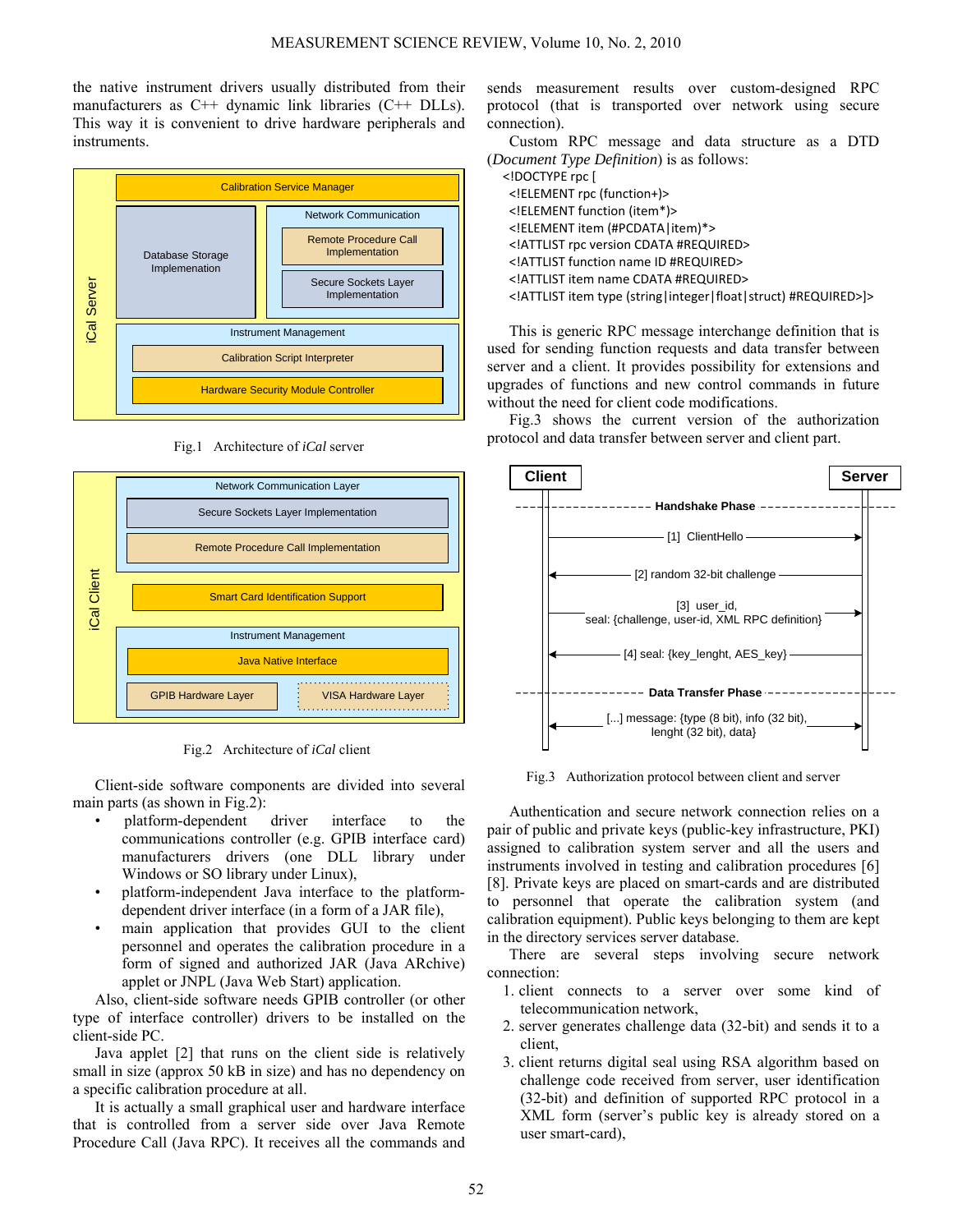the native instrument drivers usually distributed from their manufacturers as C++ dynamic link libraries (C++ DLLs). This way it is convenient to drive hardware peripherals and instruments.

Fig.1 Architecture of *iCal* server

Fig.2 Architecture of *iCal* client

Client-side software components are divided into several main parts (as shown in Fig.2):

- platform-dependent driver interface to the communications controller (e.g. GPIB interface card) manufacturers drivers (one DLL library under Windows or SO library under Linux),
- platform-independent Java interface to the platform-dependent driver interface (in a form of a JAR file),
- main application that provides GUI to the client personnel and operates the calibration procedure in a form of signed and authorized JAR (Java ARchive) applet or JNPL (Java Web Start) application.

Also, client-side software needs GPIB controller (or other type of interface controller) drivers to be installed on the client-side PC.

Java applet [2] that runs on the client side is relatively small in size (approx 50 kB in size) and has no dependency on a specific calibration procedure at all.

It is actually a small graphical user and hardware interface that is controlled from a server side over Java Remote Procedure Call (Java RPC). It receives all the commands and sends measurement results over custom-designed RPC protocol (that is transported over network using secure connection).

Custom RPC message and data structure as a DTD (*Document Type Definition*) is as follows:

```
<!DOCTYPE rpc [
  <!ELEMENT rpc (function+)>
  <!ELEMENT function (item*)>
  <!ELEMENT item (#PCDATA|item)*>
  <!ATTLIST rpc version CDATA #REQUIRED>
  <!ATTLIST function name ID #REQUIRED>
  <!ATTLIST item name CDATA #REQUIRED>
  <!ATTLIST item type (string|integer|float|struct) #REQUIRED>]>
```

This is generic RPC message interchange definition that is used for sending function requests and data transfer between server and a client. It provides possibility for extensions and upgrades of functions and new control commands in future without the need for client code modifications.

Fig.3 shows the current version of the authorization protocol and data transfer between server and client part.

Fig.3 Authorization protocol between client and server

Authentication and secure network connection relies on a pair of public and private keys (public-key infrastructure, PKI) assigned to calibration system server and all the users and instruments involved in testing and calibration procedures [6] [8]. Private keys are placed on smart-cards and are distributed to personnel that operate the calibration system (and calibration equipment). Public keys belonging to them are kept in the directory services server database.

There are several steps involving secure network connection:

1. client connects to a server over some kind of telecommunication network,
2. server generates challenge data (32-bit) and sends it to a client,
3. client returns digital seal using RSA algorithm based on challenge code received from server, user identification (32-bit) and definition of supported RPC protocol in a XML form (server's public key is already stored on a user smart-card),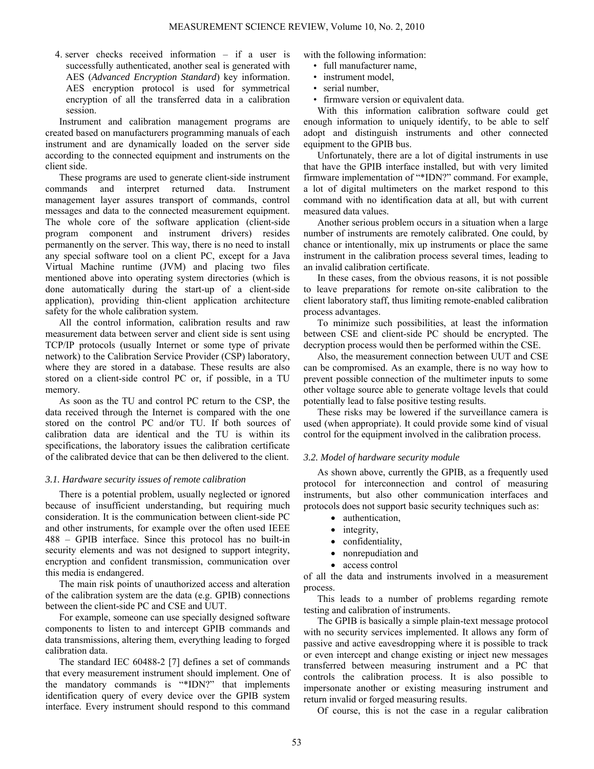4. server checks received information – if a user is successfully authenticated, another seal is generated with AES (*Advanced Encryption Standard*) key information. AES encryption protocol is used for symmetrical encryption of all the transferred data in a calibration session.

Instrument and calibration management programs are created based on manufacturers programming manuals of each instrument and are dynamically loaded on the server side according to the connected equipment and instruments on the client side.

These programs are used to generate client-side instrument commands and interpret returned data. Instrument management layer assures transport of commands, control messages and data to the connected measurement equipment. The whole core of the software application (client-side program component and instrument drivers) resides permanently on the server. This way, there is no need to install any special software tool on a client PC, except for a Java Virtual Machine runtime (JVM) and placing two files mentioned above into operating system directories (which is done automatically during the start-up of a client-side application), providing thin-client application architecture safety for the whole calibration system.

All the control information, calibration results and raw measurement data between server and client side is sent using TCP/IP protocols (usually Internet or some type of private network) to the Calibration Service Provider (CSP) laboratory, where they are stored in a database. These results are also stored on a client-side control PC or, if possible, in a TU memory.

As soon as the TU and control PC return to the CSP, the data received through the Internet is compared with the one stored on the control PC and/or TU. If both sources of calibration data are identical and the TU is within its specifications, the laboratory issues the calibration certificate of the calibrated device that can be then delivered to the client.

### *3.1. Hardware security issues of remote calibration*

There is a potential problem, usually neglected or ignored because of insufficient understanding, but requiring much consideration. It is the communication between client-side PC and other instruments, for example over the often used IEEE 488 – GPIB interface. Since this protocol has no built-in security elements and was not designed to support integrity, encryption and confident transmission, communication over this media is endangered.

The main risk points of unauthorized access and alteration of the calibration system are the data (e.g. GPIB) connections between the client-side PC and CSE and UUT.

For example, someone can use specially designed software components to listen to and intercept GPIB commands and data transmissions, altering them, everything leading to forged calibration data.

The standard IEC 60488-2 [7] defines a set of commands that every measurement instrument should implement. One of the mandatory commands is "*IDN?" that implements identification query of every device over the GPIB system interface. Every instrument should respond to this command with the following information:

- full manufacturer name,
- instrument model,
- serial number,
- firmware version or equivalent data.

With this information calibration software could get enough information to uniquely identify, to be able to self adopt and distinguish instruments and other connected equipment to the GPIB bus.

Unfortunately, there are a lot of digital instruments in use that have the GPIB interface installed, but with very limited firmware implementation of "*IDN?" command. For example, a lot of digital multimeters on the market respond to this command with no identification data at all, but with current measured data values.

Another serious problem occurs in a situation when a large number of instruments are remotely calibrated. One could, by chance or intentionally, mix up instruments or place the same instrument in the calibration process several times, leading to an invalid calibration certificate.

In these cases, from the obvious reasons, it is not possible to leave preparations for remote on-site calibration to the client laboratory staff, thus limiting remote-enabled calibration process advantages.

To minimize such possibilities, at least the information between CSE and client-side PC should be encrypted. The decryption process would then be performed within the CSE.

Also, the measurement connection between UUT and CSE can be compromised. As an example, there is no way how to prevent possible connection of the multimeter inputs to some other voltage source able to generate voltage levels that could potentially lead to false positive testing results.

These risks may be lowered if the surveillance camera is used (when appropriate). It could provide some kind of visual control for the equipment involved in the calibration process.

### *3.2. Model of hardware security module*

As shown above, currently the GPIB, as a frequently used protocol for interconnection and control of measuring instruments, but also other communication interfaces and protocols does not support basic security techniques such as:

- authentication,
- integrity,
- confidentiality,
- nonrepudiation and
- access control

of all the data and instruments involved in a measurement process.

This leads to a number of problems regarding remote testing and calibration of instruments.

The GPIB is basically a simple plain-text message protocol with no security services implemented. It allows any form of passive and active eavesdropping where it is possible to track or even intercept and change existing or inject new messages transferred between measuring instrument and a PC that controls the calibration process. It is also possible to impersonate another or existing measuring instrument and return invalid or forged measuring results.

Of course, this is not the case in a regular calibration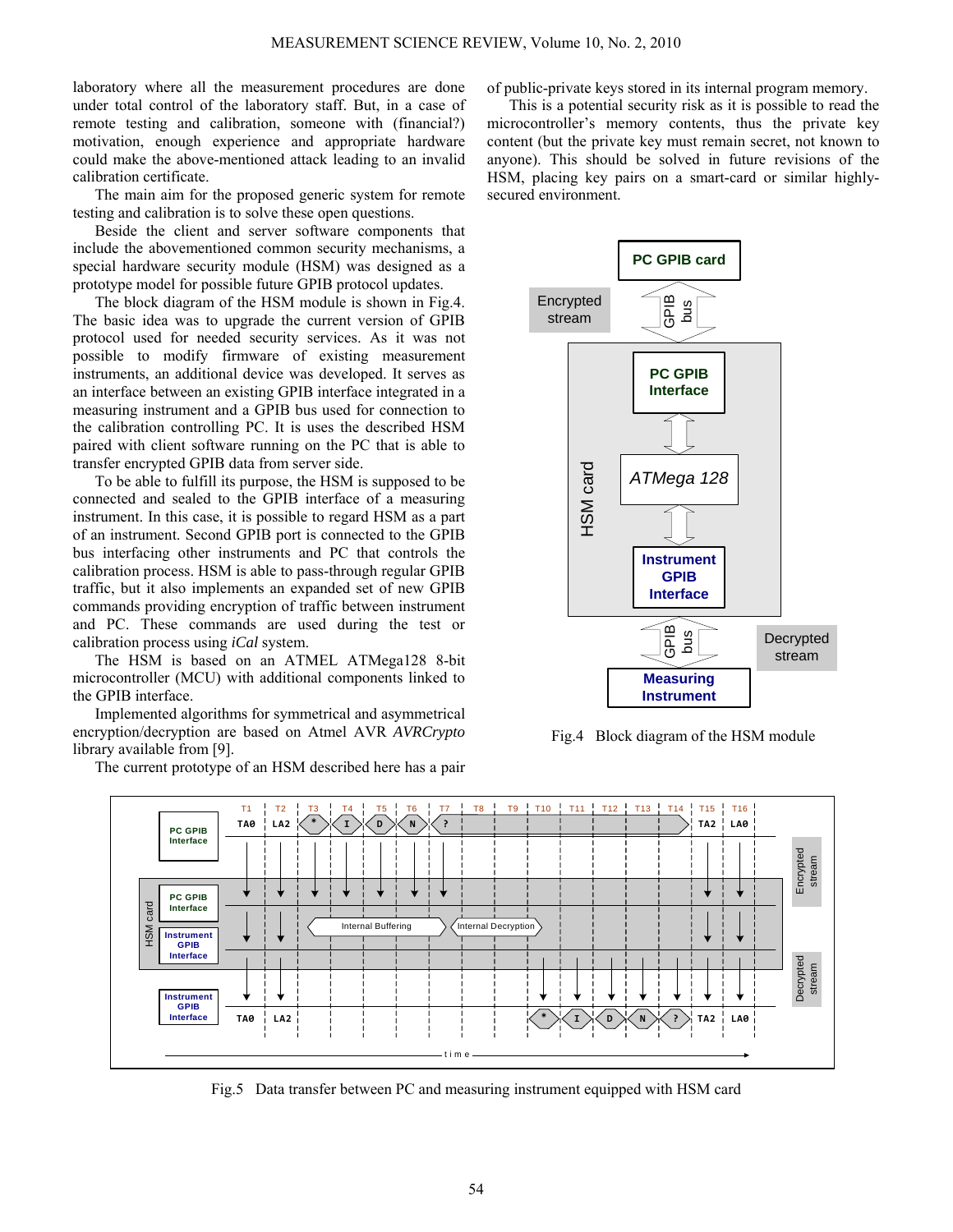laboratory where all the measurement procedures are done under total control of the laboratory staff. But, in a case of remote testing and calibration, someone with (financial?) motivation, enough experience and appropriate hardware could make the above-mentioned attack leading to an invalid calibration certificate.

The main aim for the proposed generic system for remote testing and calibration is to solve these open questions.

Beside the client and server software components that include the abovementioned common security mechanisms, a special hardware security module (HSM) was designed as a prototype model for possible future GPIB protocol updates.

The block diagram of the HSM module is shown in Fig.4. The basic idea was to upgrade the current version of GPIB protocol used for needed security services. As it was not possible to modify firmware of existing measurement instruments, an additional device was developed. It serves as an interface between an existing GPIB interface integrated in a measuring instrument and a GPIB bus used for connection to the calibration controlling PC. It is uses the described HSM paired with client software running on the PC that is able to transfer encrypted GPIB data from server side.

To be able to fulfill its purpose, the HSM is supposed to be connected and sealed to the GPIB interface of a measuring instrument. In this case, it is possible to regard HSM as a part of an instrument. Second GPIB port is connected to the GPIB bus interfacing other instruments and PC that controls the calibration process. HSM is able to pass-through regular GPIB traffic, but it also implements an expanded set of new GPIB commands providing encryption of traffic between instrument and PC. These commands are used during the test or calibration process using *iCal* system.

The HSM is based on an ATMEL ATMega128 8-bit microcontroller (MCU) with additional components linked to the GPIB interface.

Implemented algorithms for symmetrical and asymmetrical encryption/decryption are based on Atmel AVR *AVRCrypto* library available from [9].

The current prototype of an HSM described here has a pair of public-private keys stored in its internal program memory.

This is a potential security risk as it is possible to read the microcontroller's memory contents, thus the private key content (but the private key must remain secret, not known to anyone). This should be solved in future revisions of the HSM, placing key pairs on a smart-card or similar highly-secured environment.

PC GPIB card
Encrypted stream
GPIB bus
HSM card
PC GPIB Interface
ATMega 128
Instrument GPIB Interface
GPIB bus
Decrypted stream
Measuring Instrument

Fig.4 Block diagram of the HSM module

T1 T2 T3 T4 T5 T6 T7 T8 T9 T10 T11 T12 T13 T14 T15 T16
PC GPIB Interface
TA0 LA2 * I D N ? TA2 LA0
Encrypted stream
HSM card
PC GPIB Interface
Instrument GPIB Interface
Internal Buffering
Internal Decryption
Decrypted stream
Instrument GPIB Interface
TA0 LA2 * I D N ? TA2 LA0
time

Fig.5 Data transfer between PC and measuring instrument equipped with HSM card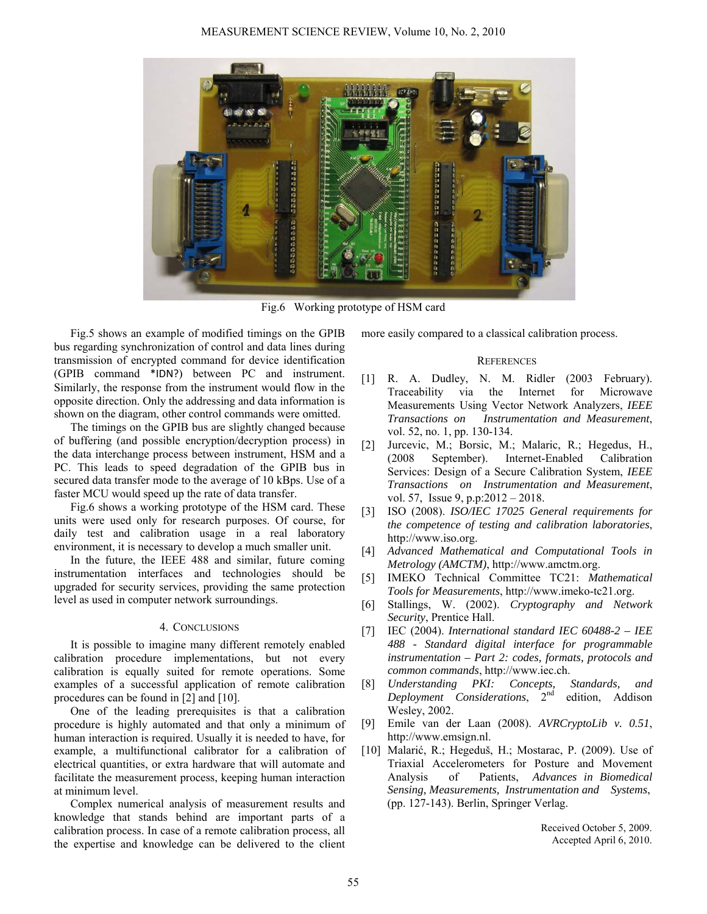Fig.6 Working prototype of HSM card

Fig.5 shows an example of modified timings on the GPIB bus regarding synchronization of control and data lines during transmission of encrypted command for device identification (GPIB command *IDN?) between PC and instrument. Similarly, the response from the instrument would flow in the opposite direction. Only the addressing and data information is shown on the diagram, other control commands were omitted.

The timings on the GPIB bus are slightly changed because of buffering (and possible encryption/decryption process) in the data interchange process between instrument, HSM and a PC. This leads to speed degradation of the GPIB bus in secured data transfer mode to the average of 10 kBps. Use of a faster MCU would speed up the rate of data transfer.

Fig.6 shows a working prototype of the HSM card. These units were used only for research purposes. Of course, for daily test and calibration usage in a real laboratory environment, it is necessary to develop a much smaller unit.

In the future, the IEEE 488 and similar, future coming instrumentation interfaces and technologies should be upgraded for security services, providing the same protection level as used in computer network surroundings.

## 4. Conclusions

It is possible to imagine many different remotely enabled calibration procedure implementations, but not every calibration is equally suited for remote operations. Some examples of a successful application of remote calibration procedures can be found in [2] and [10].

One of the leading prerequisites is that a calibration procedure is highly automated and that only a minimum of human interaction is required. Usually it is needed to have, for example, a multifunctional calibrator for a calibration of electrical quantities, or extra hardware that will automate and facilitate the measurement process, keeping human interaction at minimum level.

Complex numerical analysis of measurement results and knowledge that stands behind are important parts of a calibration process. In case of a remote calibration process, all the expertise and knowledge can be delivered to the client more easily compared to a classical calibration process.

## References

[1] R. A. Dudley, N. M. Ridler (2003 February). Traceability via the Internet for Microwave Measurements Using Vector Network Analyzers, *IEEE Transactions on Instrumentation and Measurement*, vol. 52, no. 1, pp. 130-134.

[2] Jurcevic, M.; Borsic, M.; Malaric, R.; Hegedus, H., (2008 September). Internet-Enabled Calibration Services: Design of a Secure Calibration System, *IEEE Transactions on Instrumentation and Measurement*, vol. 57, Issue 9, p.p:2012 – 2018.

[3] ISO (2008). *ISO/IEC 17025 General requirements for the competence of testing and calibration laboratories*, http://www.iso.org.

[4] *Advanced Mathematical and Computational Tools in Metrology (AMCTM)*, http://www.amctm.org.

[5] IMEKO Technical Committee TC21: *Mathematical Tools for Measurements*, http://www.imeko-tc21.org.

[6] Stallings, W. (2002). *Cryptography and Network Security*, Prentice Hall.

[7] IEC (2004). *International standard IEC 60488-2 – IEE 488 - Standard digital interface for programmable instrumentation – Part 2: codes, formats, protocols and common commands*, http://www.iec.ch.

[8] *Understanding PKI: Concepts, Standards, and Deployment Considerations*, 2nd edition, Addison Wesley, 2002.

[9] Emile van der Laan (2008). *AVRCryptoLib v. 0.51*, http://www.emsign.nl.

[10] Malarić, R.; Hegeduš, H.; Mostarac, P. (2009). Use of Triaxial Accelerometers for Posture and Movement Analysis of Patients, *Advances in Biomedical Sensing, Measurements, Instrumentation and Systems*, (pp. 127-143). Berlin, Springer Verlag.

Received October 5, 2009.
Accepted April 6, 2010.